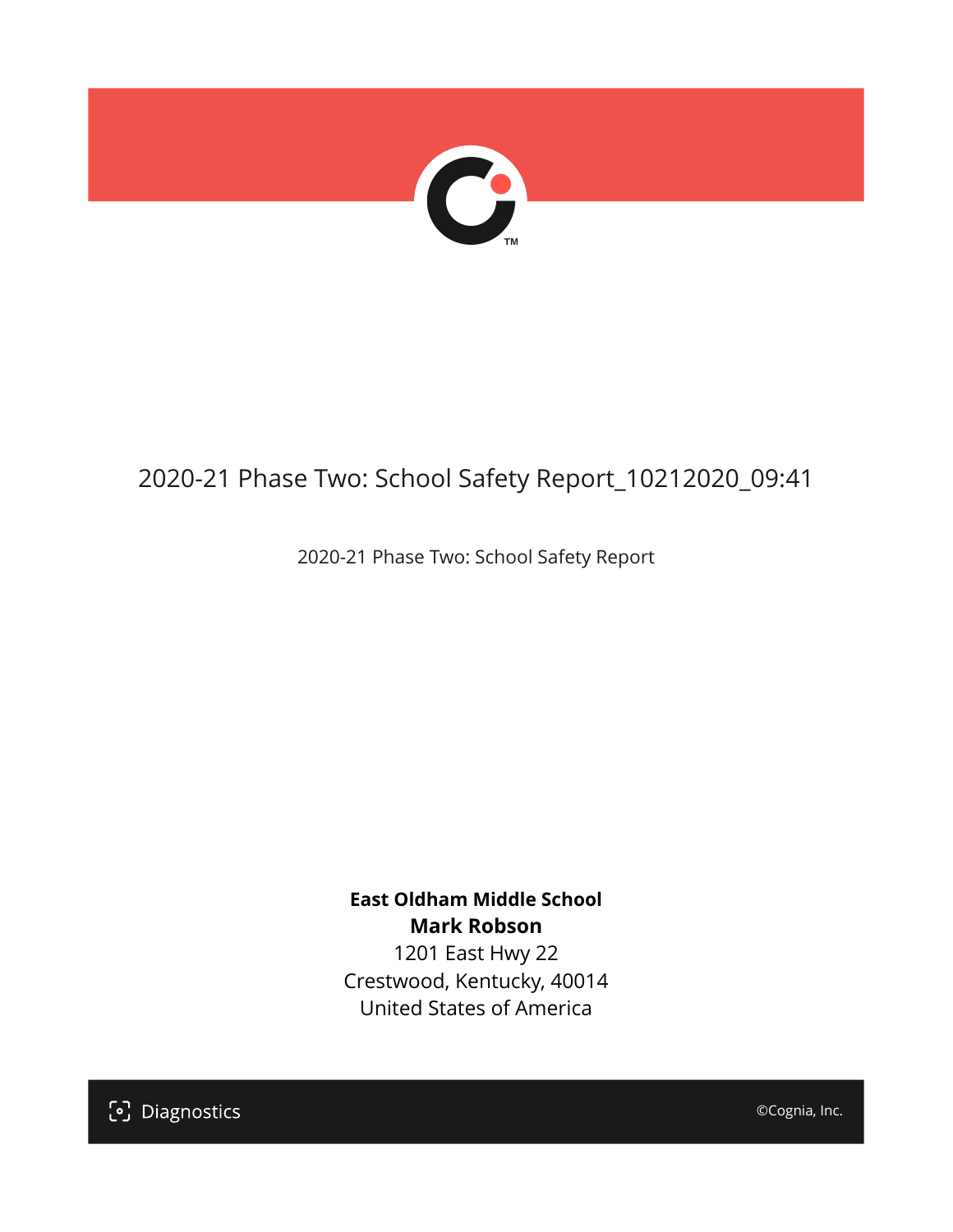# 2020-21 Phase Two: School Safety Report_10212020_09:41

2020-21 Phase Two: School Safety Report

**East Oldham Middle School**
**Mark Robson**
1201 East Hwy 22
Crestwood, Kentucky, 40014
United States of America

Diagnostics

©Cognia, Inc.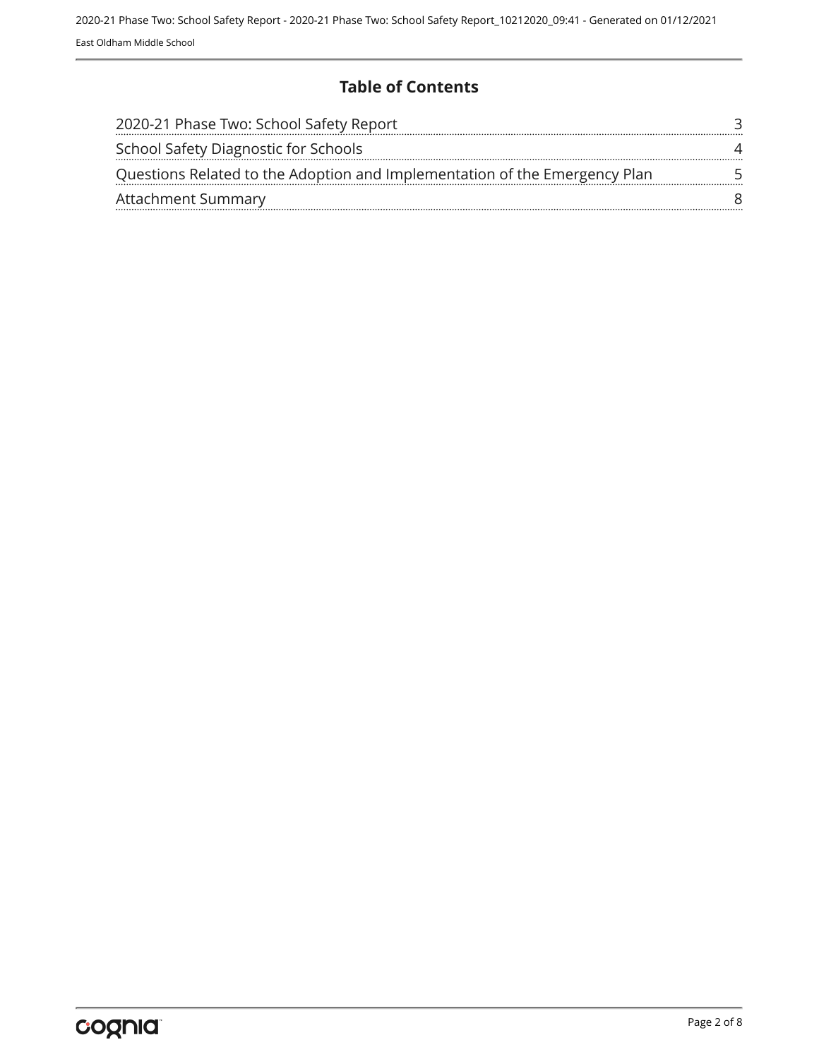# Table of Contents

| | |
|---|---|
| 2020-21 Phase Two: School Safety Report | 3 |
| School Safety Diagnostic for Schools | 4 |
| Questions Related to the Adoption and Implementation of the Emergency Plan | 5 |
| Attachment Summary | 8 |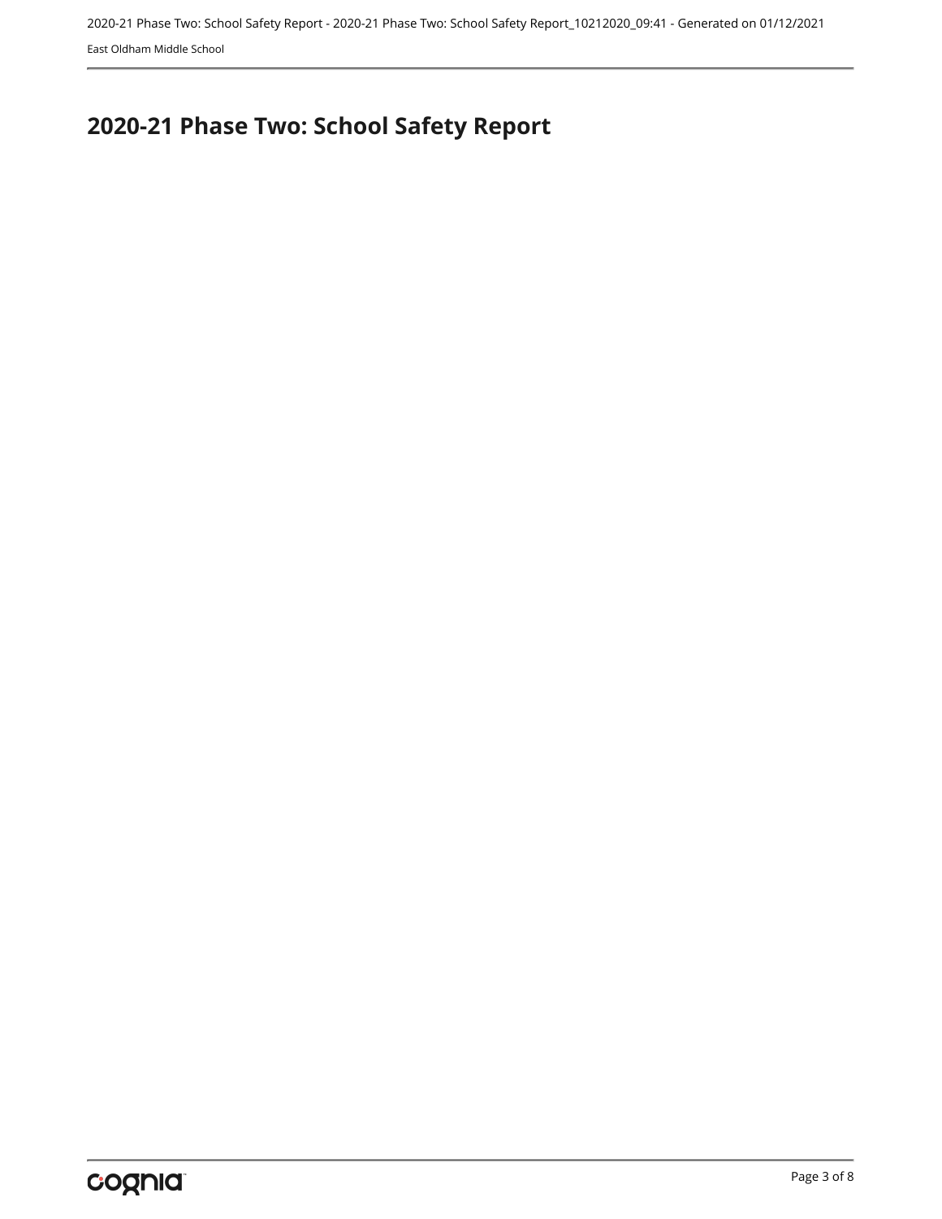# 2020-21 Phase Two: School Safety Report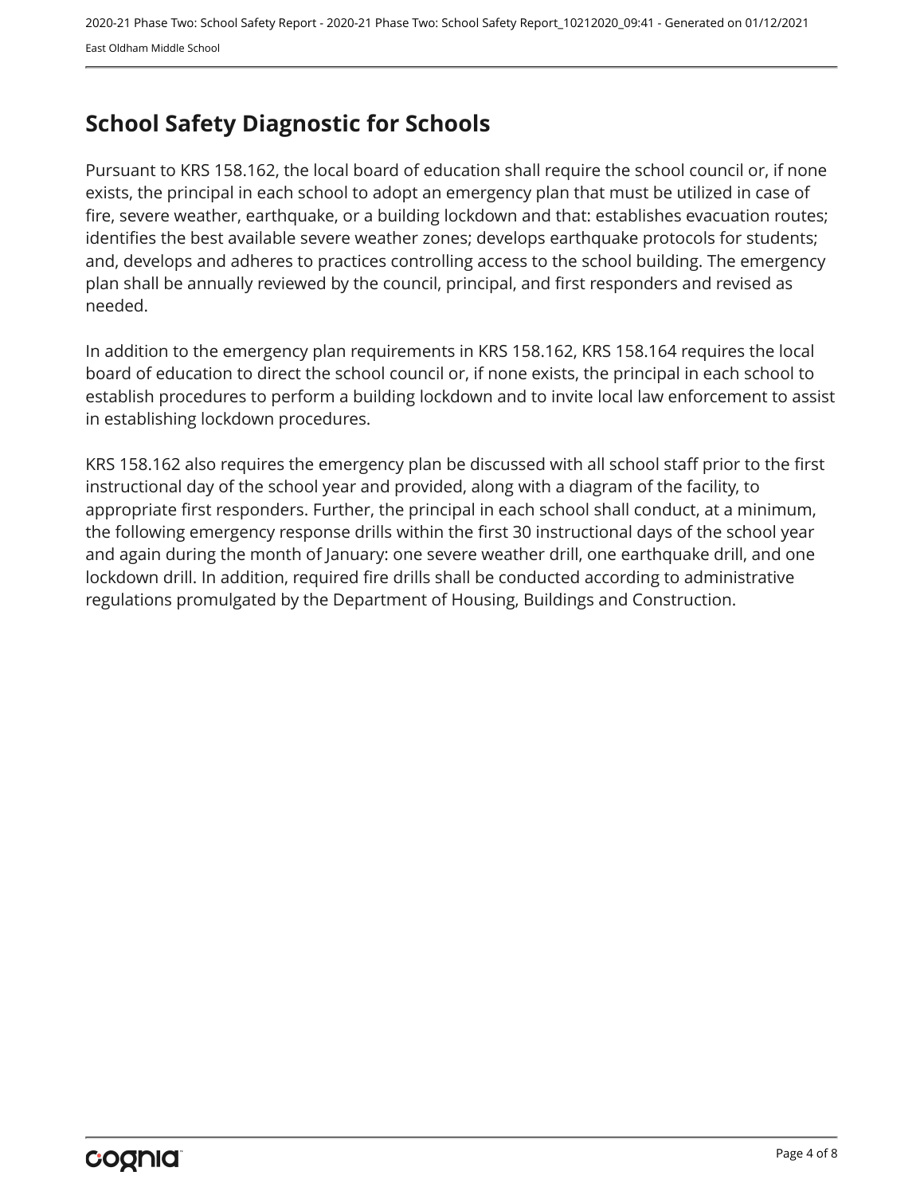## School Safety Diagnostic for Schools

Pursuant to KRS 158.162, the local board of education shall require the school council or, if none exists, the principal in each school to adopt an emergency plan that must be utilized in case of fire, severe weather, earthquake, or a building lockdown and that: establishes evacuation routes; identifies the best available severe weather zones; develops earthquake protocols for students; and, develops and adheres to practices controlling access to the school building. The emergency plan shall be annually reviewed by the council, principal, and first responders and revised as needed.

In addition to the emergency plan requirements in KRS 158.162, KRS 158.164 requires the local board of education to direct the school council or, if none exists, the principal in each school to establish procedures to perform a building lockdown and to invite local law enforcement to assist in establishing lockdown procedures.

KRS 158.162 also requires the emergency plan be discussed with all school staff prior to the first instructional day of the school year and provided, along with a diagram of the facility, to appropriate first responders. Further, the principal in each school shall conduct, at a minimum, the following emergency response drills within the first 30 instructional days of the school year and again during the month of January: one severe weather drill, one earthquake drill, and one lockdown drill. In addition, required fire drills shall be conducted according to administrative regulations promulgated by the Department of Housing, Buildings and Construction.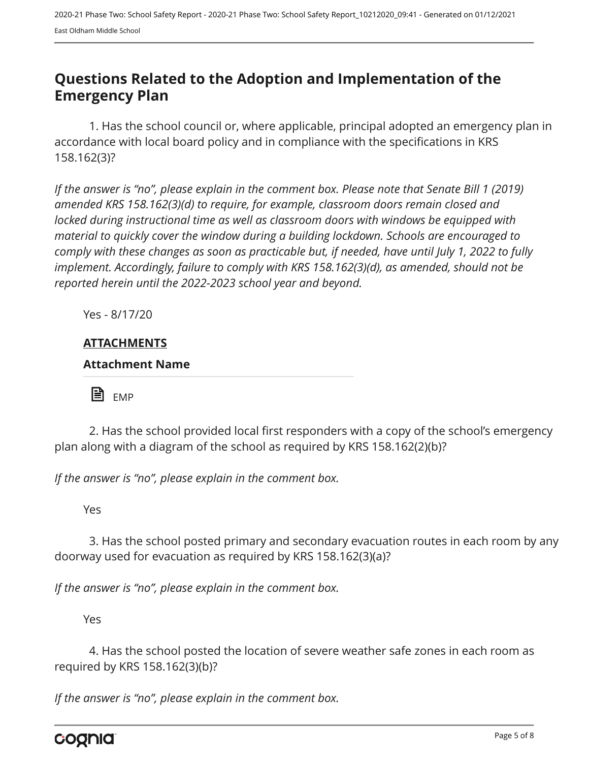## Questions Related to the Adoption and Implementation of the Emergency Plan

1. Has the school council or, where applicable, principal adopted an emergency plan in accordance with local board policy and in compliance with the specifications in KRS 158.162(3)?

*If the answer is "no", please explain in the comment box. Please note that Senate Bill 1 (2019) amended KRS 158.162(3)(d) to require, for example, classroom doors remain closed and locked during instructional time as well as classroom doors with windows be equipped with material to quickly cover the window during a building lockdown. Schools are encouraged to comply with these changes as soon as practicable but, if needed, have until July 1, 2022 to fully implement. Accordingly, failure to comply with KRS 158.162(3)(d), as amended, should not be reported herein until the 2022-2023 school year and beyond.*

Yes - 8/17/20

**ATTACHMENTS**

**Attachment Name**

EMP

2. Has the school provided local first responders with a copy of the school's emergency plan along with a diagram of the school as required by KRS 158.162(2)(b)?

*If the answer is "no", please explain in the comment box.*

Yes

3. Has the school posted primary and secondary evacuation routes in each room by any doorway used for evacuation as required by KRS 158.162(3)(a)?

*If the answer is "no", please explain in the comment box.*

Yes

4. Has the school posted the location of severe weather safe zones in each room as required by KRS 158.162(3)(b)?

*If the answer is "no", please explain in the comment box.*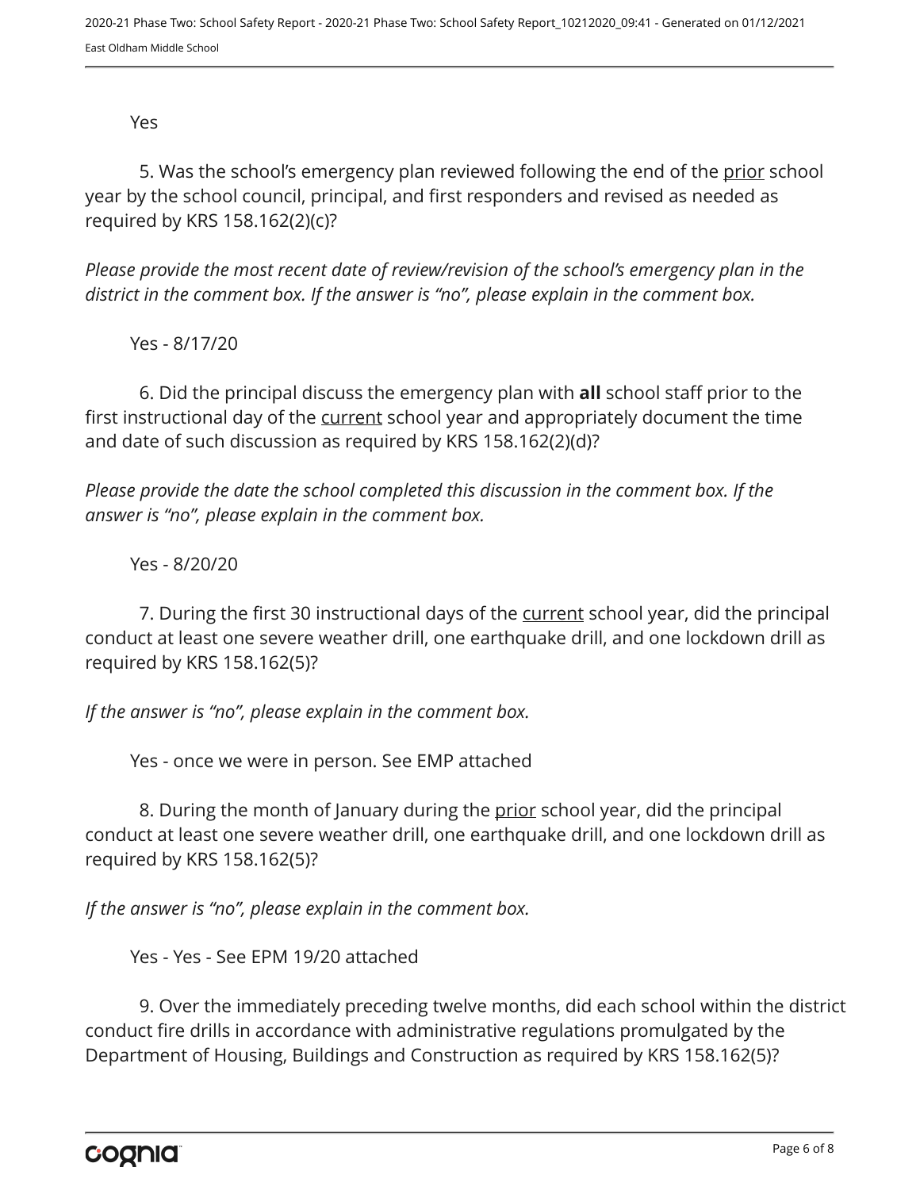Yes

5. Was the school's emergency plan reviewed following the end of the prior school year by the school council, principal, and first responders and revised as needed as required by KRS 158.162(2)(c)?

*Please provide the most recent date of review/revision of the school's emergency plan in the district in the comment box. If the answer is "no", please explain in the comment box.*

Yes - 8/17/20

6. Did the principal discuss the emergency plan with **all** school staff prior to the first instructional day of the current school year and appropriately document the time and date of such discussion as required by KRS 158.162(2)(d)?

*Please provide the date the school completed this discussion in the comment box. If the answer is "no", please explain in the comment box.*

Yes - 8/20/20

7. During the first 30 instructional days of the current school year, did the principal conduct at least one severe weather drill, one earthquake drill, and one lockdown drill as required by KRS 158.162(5)?

*If the answer is "no", please explain in the comment box.*

Yes - once we were in person. See EMP attached

8. During the month of January during the prior school year, did the principal conduct at least one severe weather drill, one earthquake drill, and one lockdown drill as required by KRS 158.162(5)?

*If the answer is "no", please explain in the comment box.*

Yes - Yes - See EPM 19/20 attached

9. Over the immediately preceding twelve months, did each school within the district conduct fire drills in accordance with administrative regulations promulgated by the Department of Housing, Buildings and Construction as required by KRS 158.162(5)?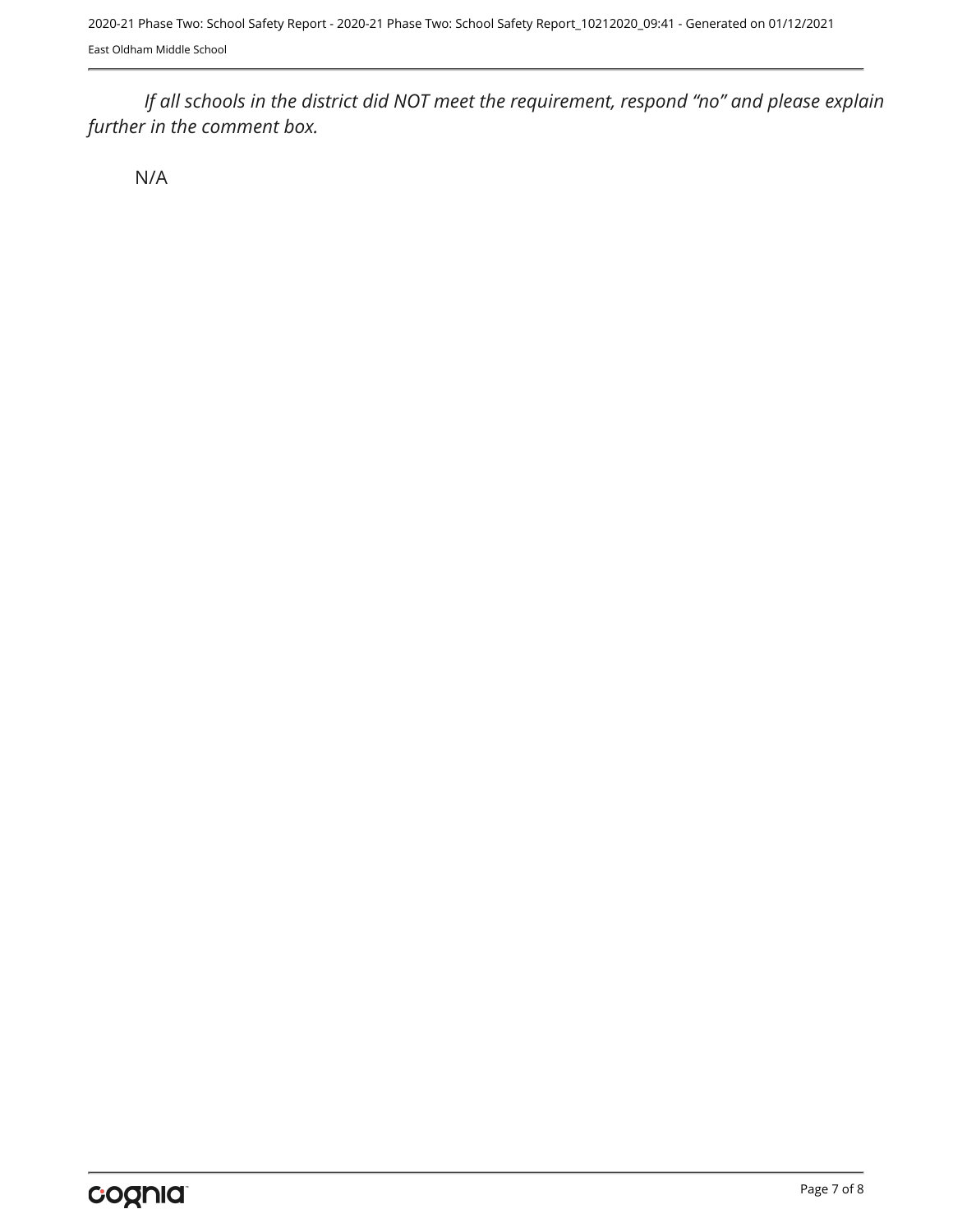*If all schools in the district did NOT meet the requirement, respond "no" and please explain further in the comment box.*

N/A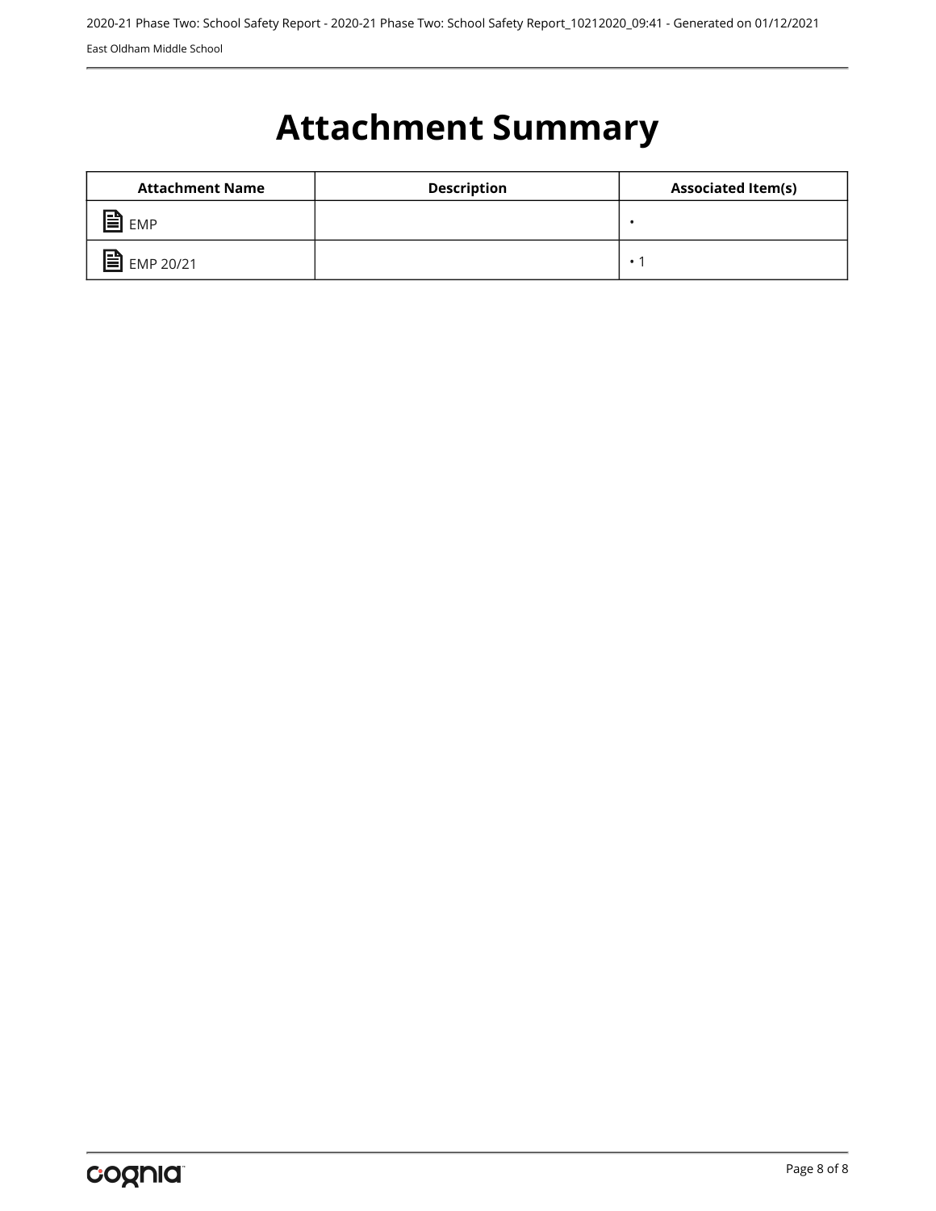# Attachment Summary

| Attachment Name | Description | Associated Item(s) |
| --- | --- | --- |
| EMP | | • |
| EMP 20/21 | | • 1 |